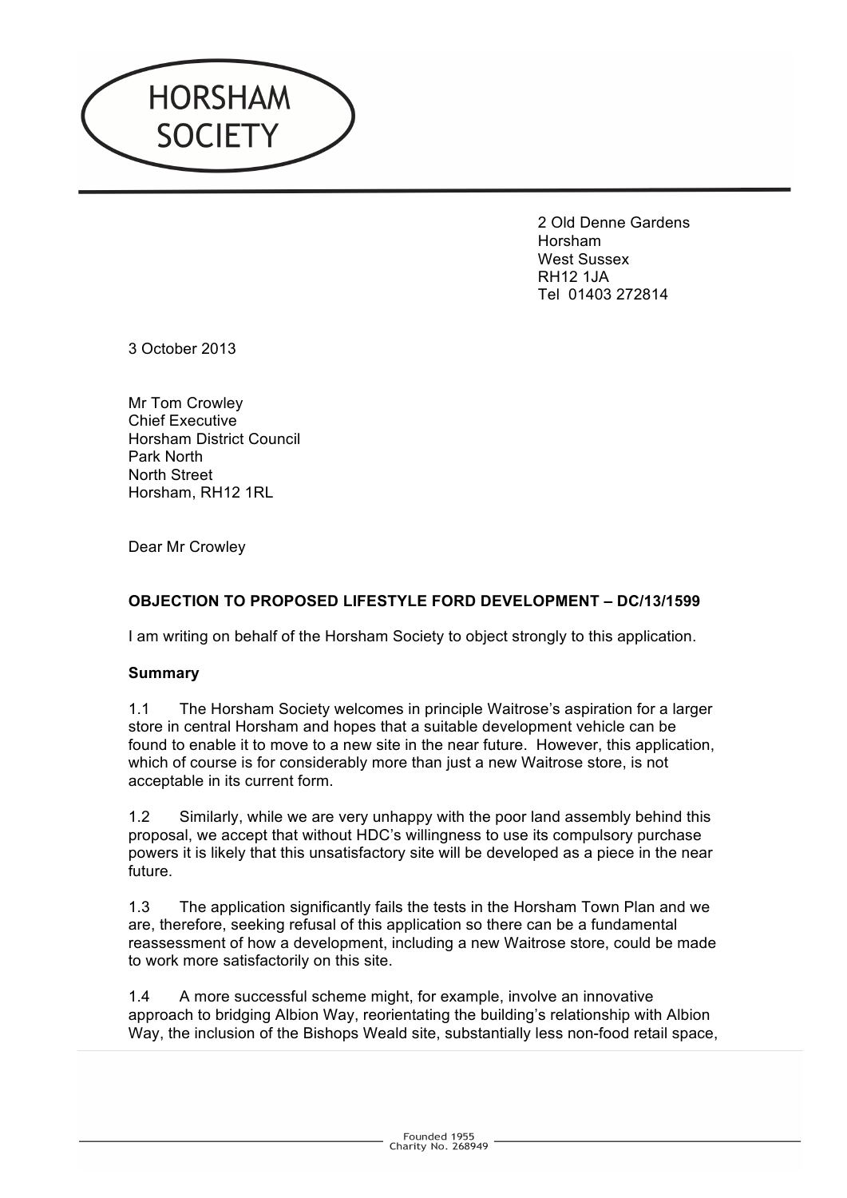# HORSHAM SOCIETY

2 Old Denne Gardens
Horsham
West Sussex
RH12 1JA
Tel 01403 272814

3 October 2013

Mr Tom Crowley
Chief Executive
Horsham District Council
Park North
North Street
Horsham, RH12 1RL

Dear Mr Crowley

**OBJECTION TO PROPOSED LIFESTYLE FORD DEVELOPMENT – DC/13/1599**

I am writing on behalf of the Horsham Society to object strongly to this application.

**Summary**

1.1 The Horsham Society welcomes in principle Waitrose's aspiration for a larger store in central Horsham and hopes that a suitable development vehicle can be found to enable it to move to a new site in the near future. However, this application, which of course is for considerably more than just a new Waitrose store, is not acceptable in its current form.

1.2 Similarly, while we are very unhappy with the poor land assembly behind this proposal, we accept that without HDC's willingness to use its compulsory purchase powers it is likely that this unsatisfactory site will be developed as a piece in the near future.

1.3 The application significantly fails the tests in the Horsham Town Plan and we are, therefore, seeking refusal of this application so there can be a fundamental reassessment of how a development, including a new Waitrose store, could be made to work more satisfactorily on this site.

1.4 A more successful scheme might, for example, involve an innovative approach to bridging Albion Way, reorientating the building's relationship with Albion Way, the inclusion of the Bishops Weald site, substantially less non-food retail space,

Founded 1955
Charity No. 268949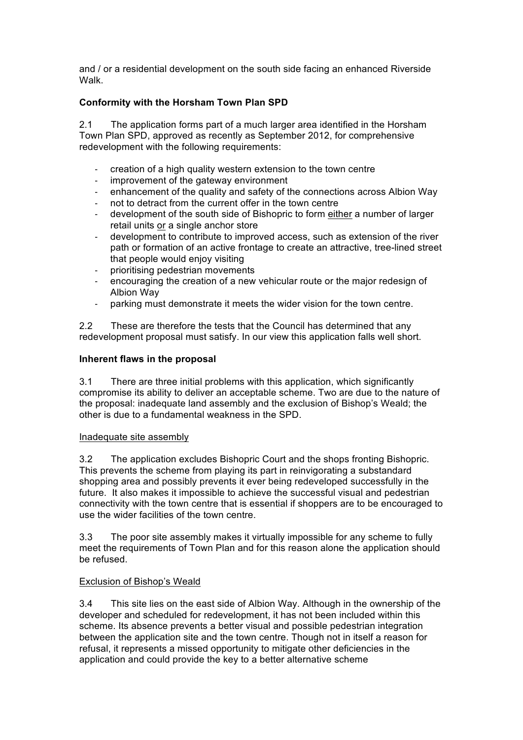and / or a residential development on the south side facing an enhanced Riverside Walk.

**Conformity with the Horsham Town Plan SPD**

2.1 The application forms part of a much larger area identified in the Horsham Town Plan SPD, approved as recently as September 2012, for comprehensive redevelopment with the following requirements:

- creation of a high quality western extension to the town centre
- improvement of the gateway environment
- enhancement of the quality and safety of the connections across Albion Way
- not to detract from the current offer in the town centre
- development of the south side of Bishopric to form <u>either</u> a number of larger retail units <u>or</u> a single anchor store
- development to contribute to improved access, such as extension of the river path or formation of an active frontage to create an attractive, tree-lined street that people would enjoy visiting
- prioritising pedestrian movements
- encouraging the creation of a new vehicular route or the major redesign of Albion Way
- parking must demonstrate it meets the wider vision for the town centre.

2.2 These are therefore the tests that the Council has determined that any redevelopment proposal must satisfy. In our view this application falls well short.

**Inherent flaws in the proposal**

3.1 There are three initial problems with this application, which significantly compromise its ability to deliver an acceptable scheme. Two are due to the nature of the proposal: inadequate land assembly and the exclusion of Bishop's Weald; the other is due to a fundamental weakness in the SPD.

<u>Inadequate site assembly</u>

3.2 The application excludes Bishopric Court and the shops fronting Bishopric. This prevents the scheme from playing its part in reinvigorating a substandard shopping area and possibly prevents it ever being redeveloped successfully in the future. It also makes it impossible to achieve the successful visual and pedestrian connectivity with the town centre that is essential if shoppers are to be encouraged to use the wider facilities of the town centre.

3.3 The poor site assembly makes it virtually impossible for any scheme to fully meet the requirements of Town Plan and for this reason alone the application should be refused.

<u>Exclusion of Bishop's Weald</u>

3.4 This site lies on the east side of Albion Way. Although in the ownership of the developer and scheduled for redevelopment, it has not been included within this scheme. Its absence prevents a better visual and possible pedestrian integration between the application site and the town centre. Though not in itself a reason for refusal, it represents a missed opportunity to mitigate other deficiencies in the application and could provide the key to a better alternative scheme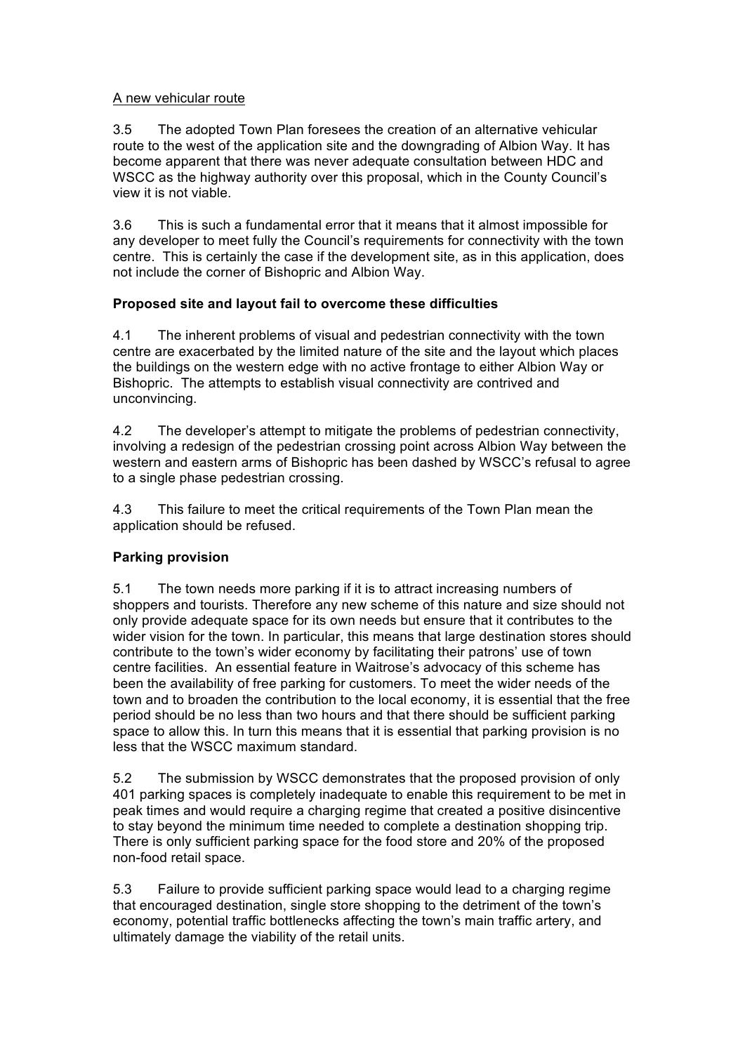A new vehicular route

3.5 The adopted Town Plan foresees the creation of an alternative vehicular route to the west of the application site and the downgrading of Albion Way. It has become apparent that there was never adequate consultation between HDC and WSCC as the highway authority over this proposal, which in the County Council's view it is not viable.

3.6 This is such a fundamental error that it means that it almost impossible for any developer to meet fully the Council's requirements for connectivity with the town centre. This is certainly the case if the development site, as in this application, does not include the corner of Bishopric and Albion Way.

**Proposed site and layout fail to overcome these difficulties**

4.1 The inherent problems of visual and pedestrian connectivity with the town centre are exacerbated by the limited nature of the site and the layout which places the buildings on the western edge with no active frontage to either Albion Way or Bishopric. The attempts to establish visual connectivity are contrived and unconvincing.

4.2 The developer's attempt to mitigate the problems of pedestrian connectivity, involving a redesign of the pedestrian crossing point across Albion Way between the western and eastern arms of Bishopric has been dashed by WSCC's refusal to agree to a single phase pedestrian crossing.

4.3 This failure to meet the critical requirements of the Town Plan mean the application should be refused.

**Parking provision**

5.1 The town needs more parking if it is to attract increasing numbers of shoppers and tourists. Therefore any new scheme of this nature and size should not only provide adequate space for its own needs but ensure that it contributes to the wider vision for the town. In particular, this means that large destination stores should contribute to the town's wider economy by facilitating their patrons' use of town centre facilities. An essential feature in Waitrose's advocacy of this scheme has been the availability of free parking for customers. To meet the wider needs of the town and to broaden the contribution to the local economy, it is essential that the free period should be no less than two hours and that there should be sufficient parking space to allow this. In turn this means that it is essential that parking provision is no less that the WSCC maximum standard.

5.2 The submission by WSCC demonstrates that the proposed provision of only 401 parking spaces is completely inadequate to enable this requirement to be met in peak times and would require a charging regime that created a positive disincentive to stay beyond the minimum time needed to complete a destination shopping trip. There is only sufficient parking space for the food store and 20% of the proposed non-food retail space.

5.3 Failure to provide sufficient parking space would lead to a charging regime that encouraged destination, single store shopping to the detriment of the town's economy, potential traffic bottlenecks affecting the town's main traffic artery, and ultimately damage the viability of the retail units.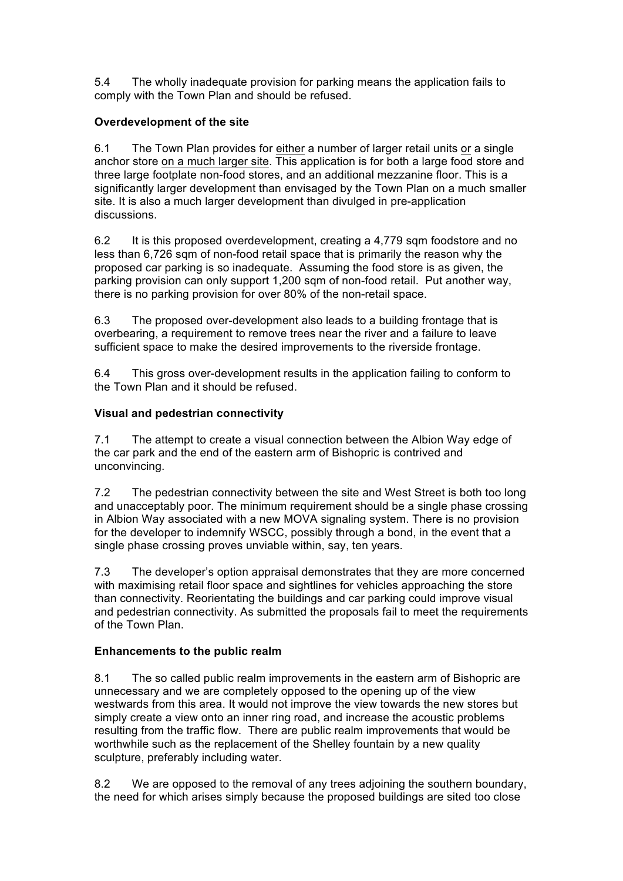5.4 The wholly inadequate provision for parking means the application fails to comply with the Town Plan and should be refused.

**Overdevelopment of the site**

6.1 The Town Plan provides for <u>either</u> a number of larger retail units <u>or</u> a single anchor store <u>on a much larger site</u>. This application is for both a large food store and three large footplate non-food stores, and an additional mezzanine floor. This is a significantly larger development than envisaged by the Town Plan on a much smaller site. It is also a much larger development than divulged in pre-application discussions.

6.2 It is this proposed overdevelopment, creating a 4,779 sqm foodstore and no less than 6,726 sqm of non-food retail space that is primarily the reason why the proposed car parking is so inadequate. Assuming the food store is as given, the parking provision can only support 1,200 sqm of non-food retail. Put another way, there is no parking provision for over 80% of the non-retail space.

6.3 The proposed over-development also leads to a building frontage that is overbearing, a requirement to remove trees near the river and a failure to leave sufficient space to make the desired improvements to the riverside frontage.

6.4 This gross over-development results in the application failing to conform to the Town Plan and it should be refused.

**Visual and pedestrian connectivity**

7.1 The attempt to create a visual connection between the Albion Way edge of the car park and the end of the eastern arm of Bishopric is contrived and unconvincing.

7.2 The pedestrian connectivity between the site and West Street is both too long and unacceptably poor. The minimum requirement should be a single phase crossing in Albion Way associated with a new MOVA signaling system. There is no provision for the developer to indemnify WSCC, possibly through a bond, in the event that a single phase crossing proves unviable within, say, ten years.

7.3 The developer's option appraisal demonstrates that they are more concerned with maximising retail floor space and sightlines for vehicles approaching the store than connectivity. Reorientating the buildings and car parking could improve visual and pedestrian connectivity. As submitted the proposals fail to meet the requirements of the Town Plan.

**Enhancements to the public realm**

8.1 The so called public realm improvements in the eastern arm of Bishopric are unnecessary and we are completely opposed to the opening up of the view westwards from this area. It would not improve the view towards the new stores but simply create a view onto an inner ring road, and increase the acoustic problems resulting from the traffic flow. There are public realm improvements that would be worthwhile such as the replacement of the Shelley fountain by a new quality sculpture, preferably including water.

8.2 We are opposed to the removal of any trees adjoining the southern boundary, the need for which arises simply because the proposed buildings are sited too close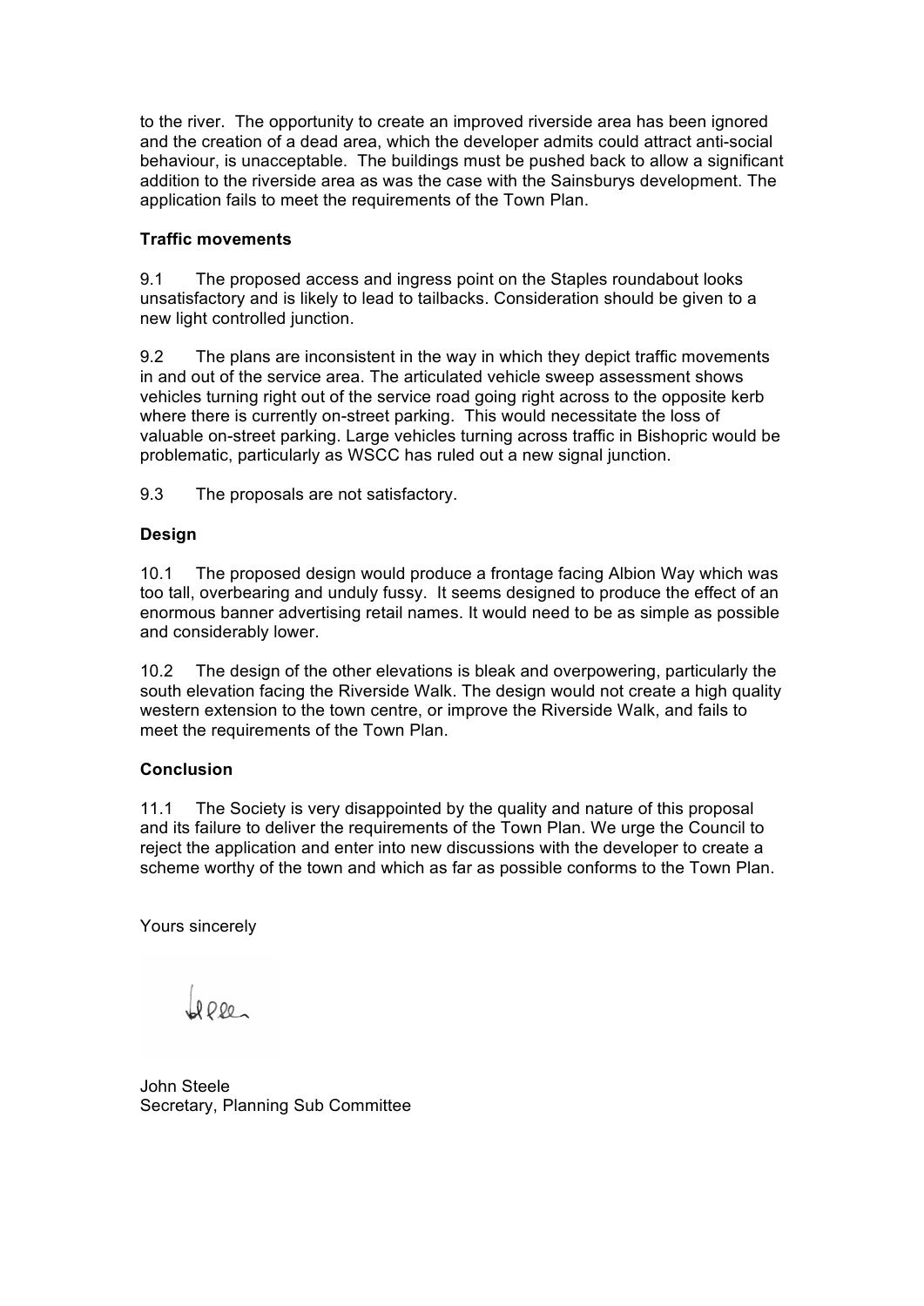to the river. The opportunity to create an improved riverside area has been ignored and the creation of a dead area, which the developer admits could attract anti-social behaviour, is unacceptable. The buildings must be pushed back to allow a significant addition to the riverside area as was the case with the Sainsburys development. The application fails to meet the requirements of the Town Plan.

**Traffic movements**

9.1 The proposed access and ingress point on the Staples roundabout looks unsatisfactory and is likely to lead to tailbacks. Consideration should be given to a new light controlled junction.

9.2 The plans are inconsistent in the way in which they depict traffic movements in and out of the service area. The articulated vehicle sweep assessment shows vehicles turning right out of the service road going right across to the opposite kerb where there is currently on-street parking. This would necessitate the loss of valuable on-street parking. Large vehicles turning across traffic in Bishopric would be problematic, particularly as WSCC has ruled out a new signal junction.

9.3 The proposals are not satisfactory.

**Design**

10.1 The proposed design would produce a frontage facing Albion Way which was too tall, overbearing and unduly fussy. It seems designed to produce the effect of an enormous banner advertising retail names. It would need to be as simple as possible and considerably lower.

10.2 The design of the other elevations is bleak and overpowering, particularly the south elevation facing the Riverside Walk. The design would not create a high quality western extension to the town centre, or improve the Riverside Walk, and fails to meet the requirements of the Town Plan.

**Conclusion**

11.1 The Society is very disappointed by the quality and nature of this proposal and its failure to deliver the requirements of the Town Plan. We urge the Council to reject the application and enter into new discussions with the developer to create a scheme worthy of the town and which as far as possible conforms to the Town Plan.

Yours sincerely

John Steele
Secretary, Planning Sub Committee